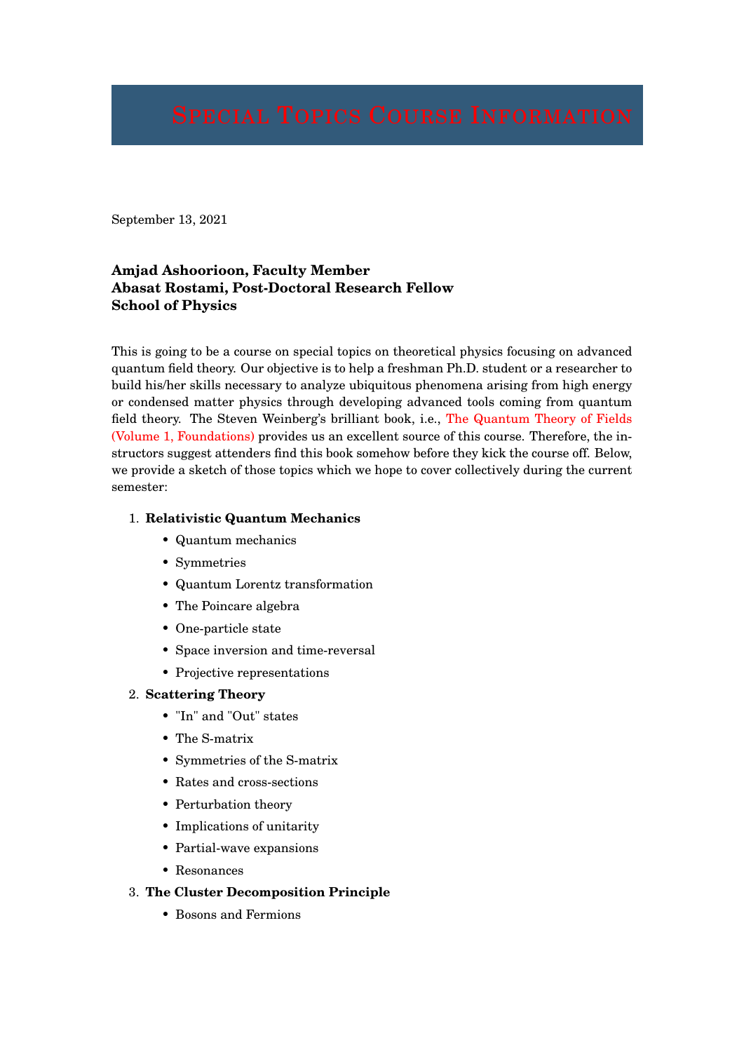# Special Topics Course Information

September 13, 2021

**Amjad Ashoorioon, Faculty Member**
**Abasat Rostami, Post-Doctoral Research Fellow**
**School of Physics**

This is going to be a course on special topics on theoretical physics focusing on advanced quantum field theory. Our objective is to help a freshman Ph.D. student or a researcher to build his/her skills necessary to analyze ubiquitous phenomena arising from high energy or condensed matter physics through developing advanced tools coming from quantum field theory. The Steven Weinberg's brilliant book, i.e., The Quantum Theory of Fields (Volume 1, Foundations) provides us an excellent source of this course. Therefore, the instructors suggest attenders find this book somehow before they kick the course off. Below, we provide a sketch of those topics which we hope to cover collectively during the current semester:

1. **Relativistic Quantum Mechanics**
   - Quantum mechanics
   - Symmetries
   - Quantum Lorentz transformation
   - The Poincare algebra
   - One-particle state
   - Space inversion and time-reversal
   - Projective representations
2. **Scattering Theory**
   - "In" and "Out" states
   - The S-matrix
   - Symmetries of the S-matrix
   - Rates and cross-sections
   - Perturbation theory
   - Implications of unitarity
   - Partial-wave expansions
   - Resonances
3. **The Cluster Decomposition Principle**
   - Bosons and Fermions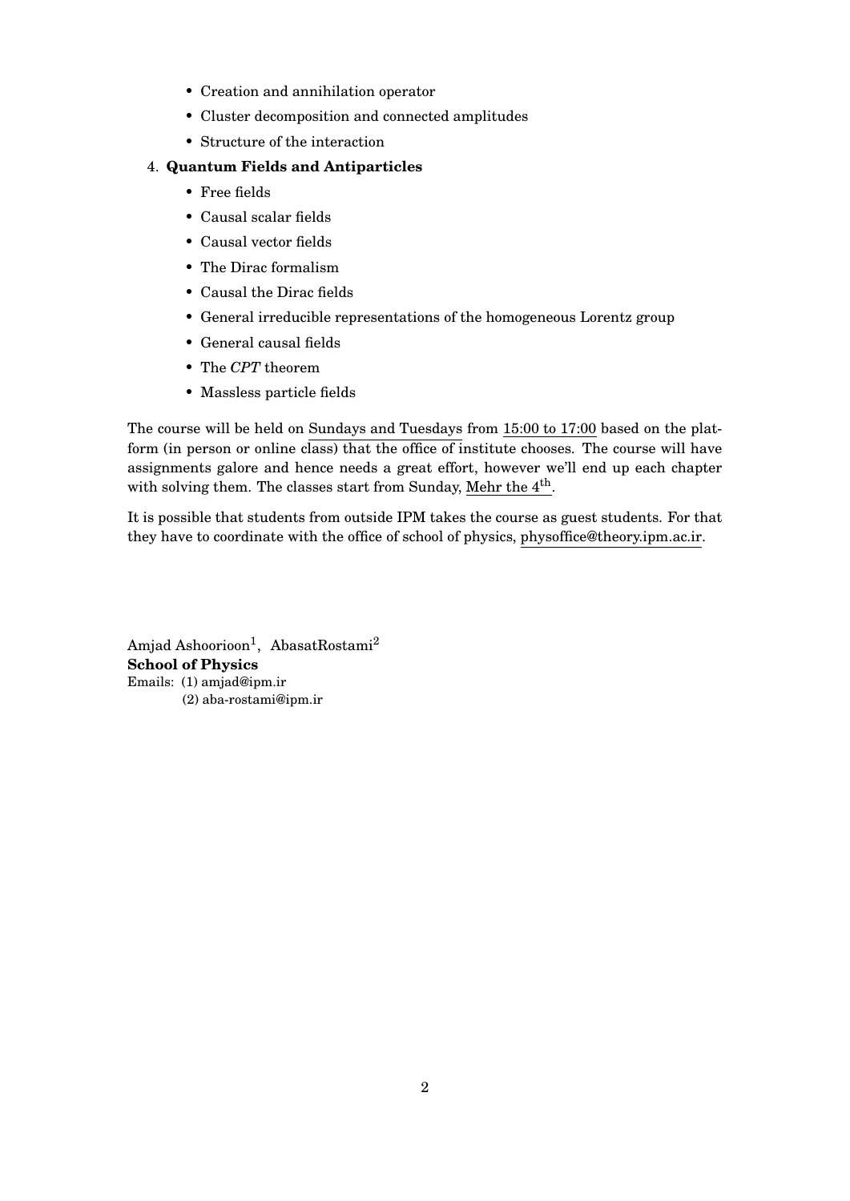- Creation and annihilation operator
- Cluster decomposition and connected amplitudes
- Structure of the interaction

4. **Quantum Fields and Antiparticles**
   - Free fields
   - Causal scalar fields
   - Causal vector fields
   - The Dirac formalism
   - Causal the Dirac fields
   - General irreducible representations of the homogeneous Lorentz group
   - General causal fields
   - The *CPT* theorem
   - Massless particle fields

The course will be held on Sundays and Tuesdays from 15:00 to 17:00 based on the platform (in person or online class) that the office of institute chooses. The course will have assignments galore and hence needs a great effort, however we'll end up each chapter with solving them. The classes start from Sunday, Mehr the 4th.

It is possible that students from outside IPM takes the course as guest students. For that they have to coordinate with the office of school of physics, physoffice@theory.ipm.ac.ir.

Amjad Ashoorioon[1], AbasatRostami[2]
**School of Physics**
Emails: (1) amjad@ipm.ir
(2) aba-rostami@ipm.ir